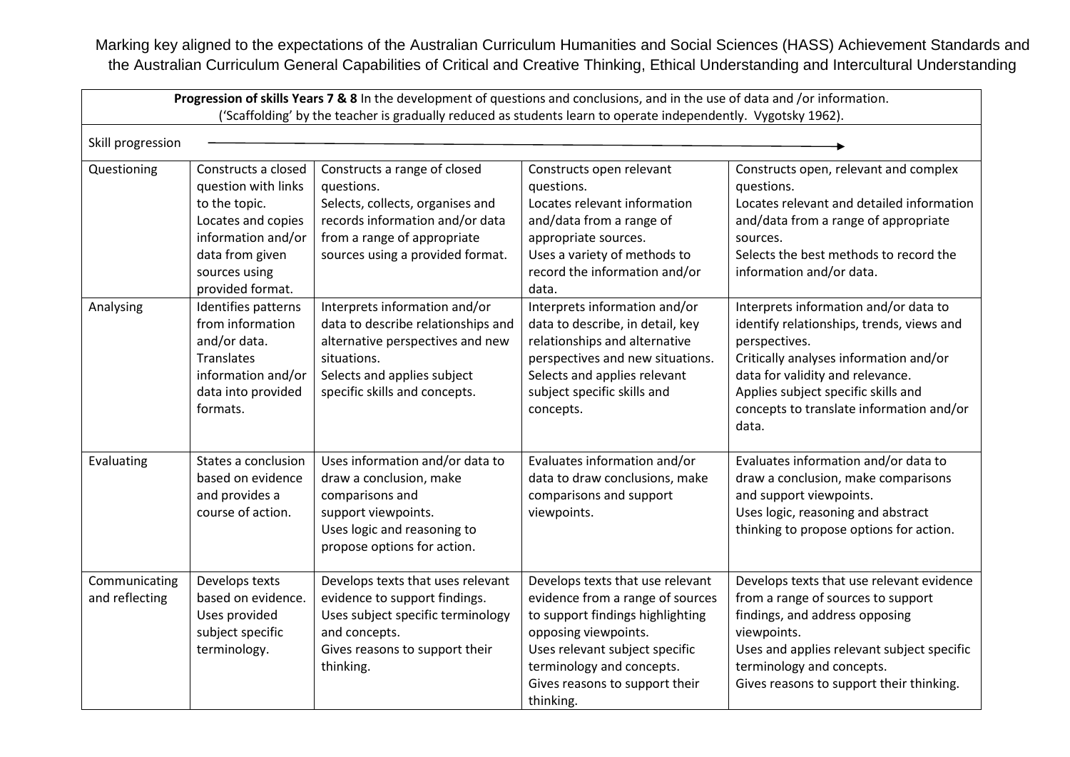Marking key aligned to the expectations of the Australian Curriculum Humanities and Social Sciences (HASS) Achievement Standards and the Australian Curriculum General Capabilities of Critical and Creative Thinking, Ethical Understanding and Intercultural Understanding

| **Progression of skills Years 7 & 8** In the development of questions and conclusions, and in the use of data and /or information. ('Scaffolding' by the teacher is gradually reduced as students learn to operate independently. Vygotsky 1962). | | | | |
|---|---|---|---|---|
| Skill progression | → | | | |
| Questioning | Constructs a closed question with links to the topic.<br>Locates and copies information and/or data from given sources using provided format. | Constructs a range of closed questions.<br>Selects, collects, organises and records information and/or data from a range of appropriate sources using a provided format. | Constructs open relevant questions.<br>Locates relevant information and/data from a range of appropriate sources.<br>Uses a variety of methods to record the information and/or data. | Constructs open, relevant and complex questions.<br>Locates relevant and detailed information and/data from a range of appropriate sources.<br>Selects the best methods to record the information and/or data. |
| Analysing | Identifies patterns from information and/or data.<br>Translates information and/or data into provided formats. | Interprets information and/or data to describe relationships and alternative perspectives and new situations.<br>Selects and applies subject specific skills and concepts. | Interprets information and/or data to describe, in detail, key relationships and alternative perspectives and new situations.<br>Selects and applies relevant subject specific skills and concepts. | Interprets information and/or data to identify relationships, trends, views and perspectives.<br>Critically analyses information and/or data for validity and relevance.<br>Applies subject specific skills and concepts to translate information and/or data. |
| Evaluating | States a conclusion based on evidence and provides a course of action. | Uses information and/or data to draw a conclusion, make comparisons and support viewpoints.<br>Uses logic and reasoning to propose options for action. | Evaluates information and/or data to draw conclusions, make comparisons and support viewpoints. | Evaluates information and/or data to draw a conclusion, make comparisons and support viewpoints.<br>Uses logic, reasoning and abstract thinking to propose options for action. |
| Communicating and reflecting | Develops texts based on evidence.<br>Uses provided subject specific terminology. | Develops texts that uses relevant evidence to support findings.<br>Uses subject specific terminology and concepts.<br>Gives reasons to support their thinking. | Develops texts that use relevant evidence from a range of sources to support findings highlighting opposing viewpoints.<br>Uses relevant subject specific terminology and concepts.<br>Gives reasons to support their thinking. | Develops texts that use relevant evidence from a range of sources to support findings, and address opposing viewpoints.<br>Uses and applies relevant subject specific terminology and concepts.<br>Gives reasons to support their thinking. |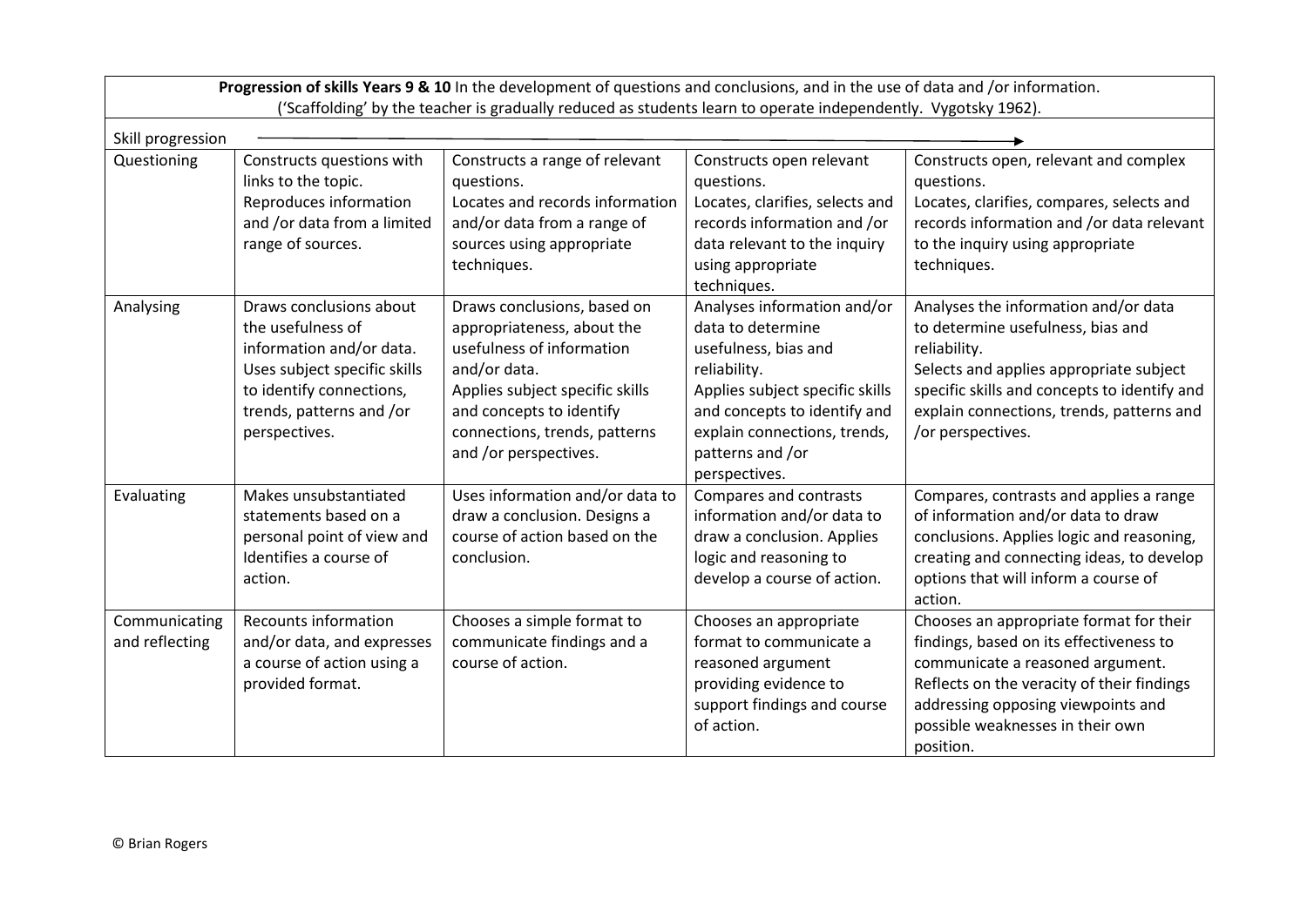**Progression of skills Years 9 & 10** In the development of questions and conclusions, and in the use of data and /or information.
('Scaffolding' by the teacher is gradually reduced as students learn to operate independently. Vygotsky 1962).

| Skill progression → | | | | |
|---|---|---|---|---|
| Questioning | Constructs questions with links to the topic. Reproduces information and /or data from a limited range of sources. | Constructs a range of relevant questions. Locates and records information and/or data from a range of sources using appropriate techniques. | Constructs open relevant questions. Locates, clarifies, selects and records information and /or data relevant to the inquiry using appropriate techniques. | Constructs open, relevant and complex questions. Locates, clarifies, compares, selects and records information and /or data relevant to the inquiry using appropriate techniques. |
| Analysing | Draws conclusions about the usefulness of information and/or data. Uses subject specific skills to identify connections, trends, patterns and /or perspectives. | Draws conclusions, based on appropriateness, about the usefulness of information and/or data. Applies subject specific skills and concepts to identify connections, trends, patterns and /or perspectives. | Analyses information and/or data to determine usefulness, bias and reliability. Applies subject specific skills and concepts to identify and explain connections, trends, patterns and /or perspectives. | Analyses the information and/or data to determine usefulness, bias and reliability. Selects and applies appropriate subject specific skills and concepts to identify and explain connections, trends, patterns and /or perspectives. |
| Evaluating | Makes unsubstantiated statements based on a personal point of view and Identifies a course of action. | Uses information and/or data to draw a conclusion. Designs a course of action based on the conclusion. | Compares and contrasts information and/or data to draw a conclusion. Applies logic and reasoning to develop a course of action. | Compares, contrasts and applies a range of information and/or data to draw conclusions. Applies logic and reasoning, creating and connecting ideas, to develop options that will inform a course of action. |
| Communicating and reflecting | Recounts information and/or data, and expresses a course of action using a provided format. | Chooses a simple format to communicate findings and a course of action. | Chooses an appropriate format to communicate a reasoned argument providing evidence to support findings and course of action. | Chooses an appropriate format for their findings, based on its effectiveness to communicate a reasoned argument. Reflects on the veracity of their findings addressing opposing viewpoints and possible weaknesses in their own position. |

© Brian Rogers